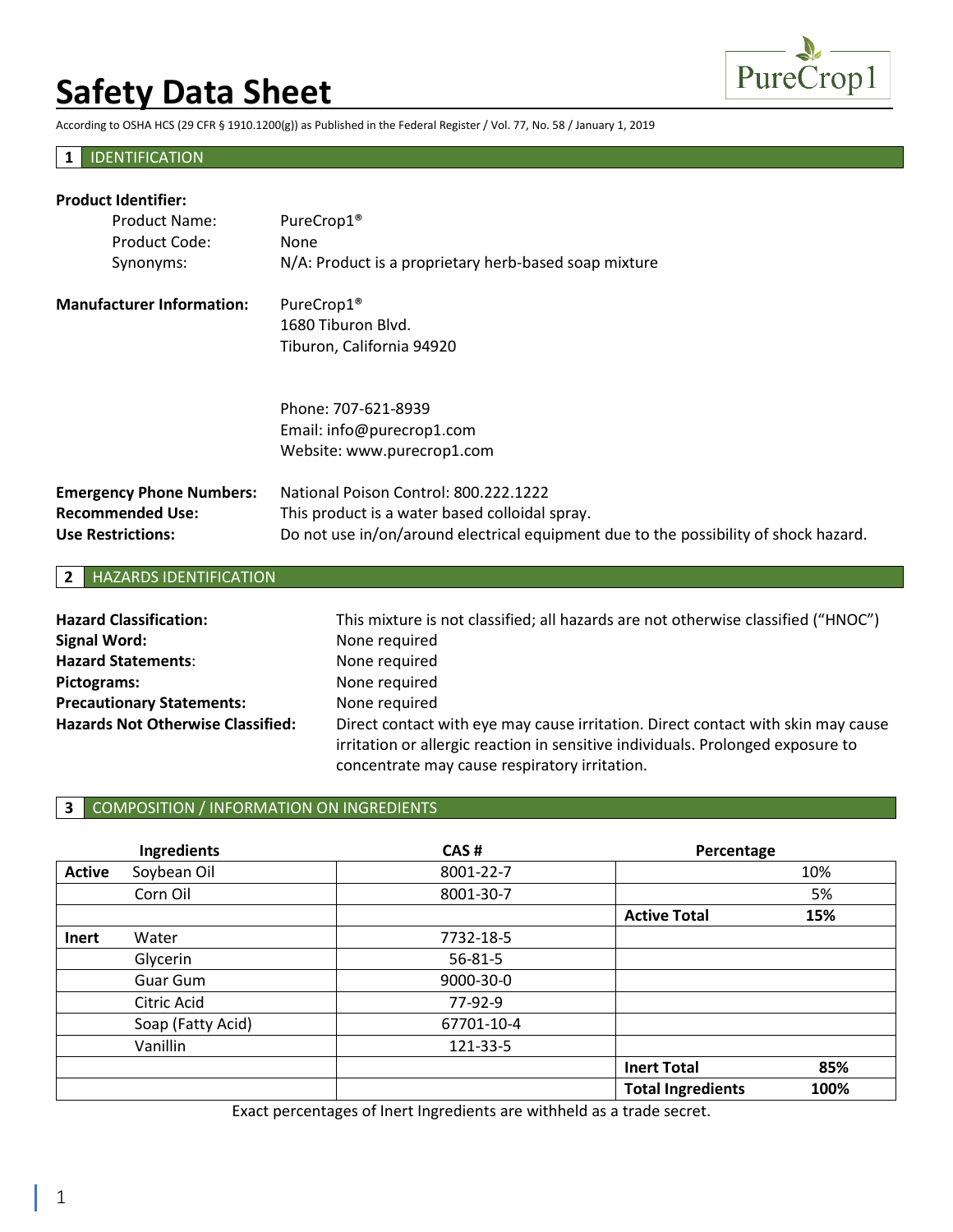# Safety Data Sheet

According to OSHA HCS (29 CFR § 1910.1200(g)) as Published in the Federal Register / Vol. 77, No. 58 / January 1, 2019

## 1 IDENTIFICATION

**Product Identifier:**

| | |
|---|---|
| Product Name: | PureCrop1® |
| Product Code: | None |
| Synonyms: | N/A: Product is a proprietary herb-based soap mixture |

**Manufacturer Information:**
PureCrop1®
1680 Tiburon Blvd.
Tiburon, California 94920

Phone: 707-621-8939
Email: info@purecrop1.com
Website: www.purecrop1.com

**Emergency Phone Numbers:** National Poison Control: 800.222.1222
**Recommended Use:** This product is a water based colloidal spray.
**Use Restrictions:** Do not use in/on/around electrical equipment due to the possibility of shock hazard.

## 2 HAZARDS IDENTIFICATION

**Hazard Classification:** This mixture is not classified; all hazards are not otherwise classified ("HNOC")
**Signal Word:** None required
**Hazard Statements:** None required
**Pictograms:** None required
**Precautionary Statements:** None required
**Hazards Not Otherwise Classified:** Direct contact with eye may cause irritation. Direct contact with skin may cause irritation or allergic reaction in sensitive individuals. Prolonged exposure to concentrate may cause respiratory irritation.

## 3 COMPOSITION / INFORMATION ON INGREDIENTS

| | Ingredients | CAS # | Percentage | |
|---|---|---|---|---|
| **Active** | Soybean Oil | 8001-22-7 | | 10% |
| | Corn Oil | 8001-30-7 | | 5% |
| | | | **Active Total** | **15%** |
| **Inert** | Water | 7732-18-5 | | |
| | Glycerin | 56-81-5 | | |
| | Guar Gum | 9000-30-0 | | |
| | Citric Acid | 77-92-9 | | |
| | Soap (Fatty Acid) | 67701-10-4 | | |
| | Vanillin | 121-33-5 | | |
| | | | **Inert Total** | **85%** |
| | | | **Total Ingredients** | **100%** |

Exact percentages of Inert Ingredients are withheld as a trade secret.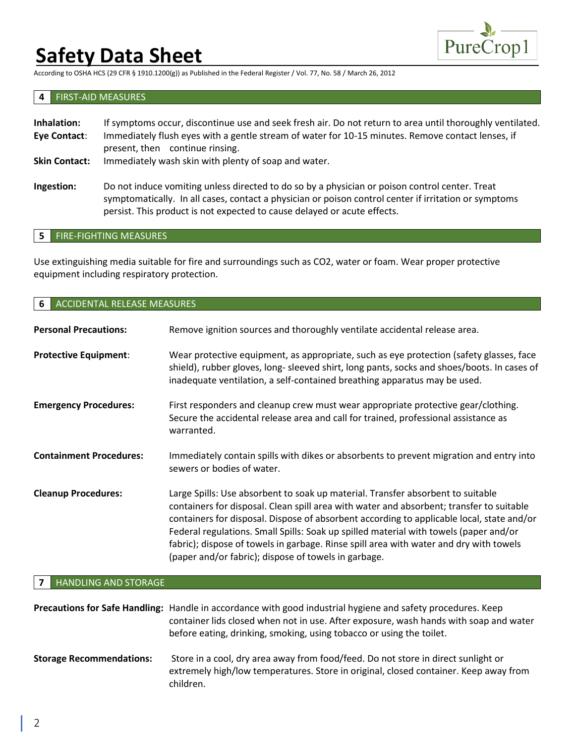## 4 FIRST-AID MEASURES

**Inhalation:** If symptoms occur, discontinue use and seek fresh air. Do not return to area until thoroughly ventilated.

**Eye Contact**: Immediately flush eyes with a gentle stream of water for 10-15 minutes. Remove contact lenses, if present, then continue rinsing.

**Skin Contact:** Immediately wash skin with plenty of soap and water.

**Ingestion:** Do not induce vomiting unless directed to do so by a physician or poison control center. Treat symptomatically. In all cases, contact a physician or poison control center if irritation or symptoms persist. This product is not expected to cause delayed or acute effects.

## 5 FIRE-FIGHTING MEASURES

Use extinguishing media suitable for fire and surroundings such as $CO_2$, water or foam. Wear proper protective equipment including respiratory protection.

## 6 ACCIDENTAL RELEASE MEASURES

**Personal Precautions:** Remove ignition sources and thoroughly ventilate accidental release area.

**Protective Equipment**: Wear protective equipment, as appropriate, such as eye protection (safety glasses, face shield), rubber gloves, long- sleeved shirt, long pants, socks and shoes/boots. In cases of inadequate ventilation, a self-contained breathing apparatus may be used.

**Emergency Procedures:** First responders and cleanup crew must wear appropriate protective gear/clothing. Secure the accidental release area and call for trained, professional assistance as warranted.

**Containment Procedures:** Immediately contain spills with dikes or absorbents to prevent migration and entry into sewers or bodies of water.

**Cleanup Procedures:** Large Spills: Use absorbent to soak up material. Transfer absorbent to suitable containers for disposal. Clean spill area with water and absorbent; transfer to suitable containers for disposal. Dispose of absorbent according to applicable local, state and/or Federal regulations. Small Spills: Soak up spilled material with towels (paper and/or fabric); dispose of towels in garbage. Rinse spill area with water and dry with towels (paper and/or fabric); dispose of towels in garbage.

## 7 HANDLING AND STORAGE

**Precautions for Safe Handling:** Handle in accordance with good industrial hygiene and safety procedures. Keep container lids closed when not in use. After exposure, wash hands with soap and water before eating, drinking, smoking, using tobacco or using the toilet.

**Storage Recommendations:** Store in a cool, dry area away from food/feed. Do not store in direct sunlight or extremely high/low temperatures. Store in original, closed container. Keep away from children.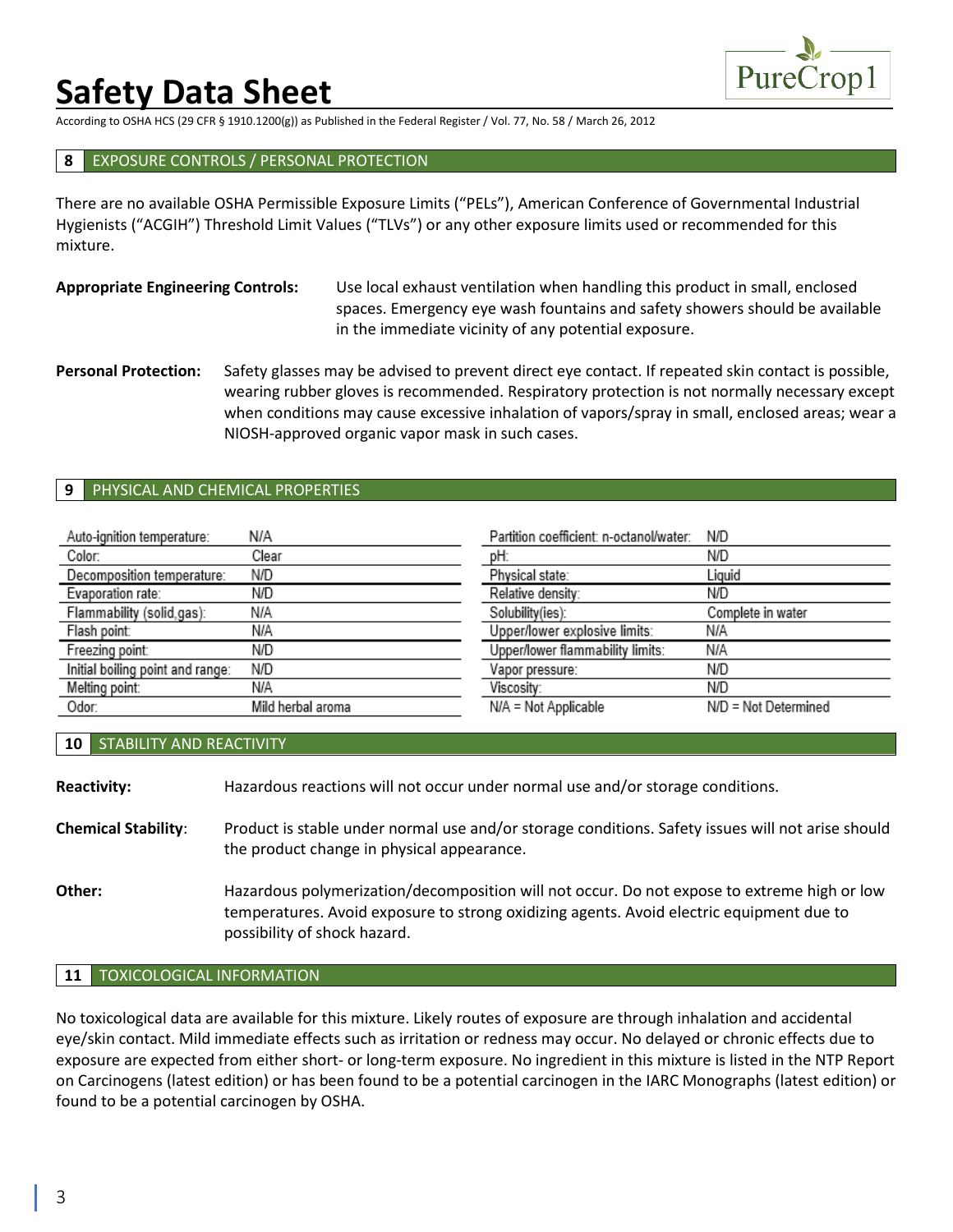## 8 EXPOSURE CONTROLS / PERSONAL PROTECTION

There are no available OSHA Permissible Exposure Limits ("PELs"), American Conference of Governmental Industrial Hygienists ("ACGIH") Threshold Limit Values ("TLVs") or any other exposure limits used or recommended for this mixture.

**Appropriate Engineering Controls:** Use local exhaust ventilation when handling this product in small, enclosed spaces. Emergency eye wash fountains and safety showers should be available in the immediate vicinity of any potential exposure.

**Personal Protection:** Safety glasses may be advised to prevent direct eye contact. If repeated skin contact is possible, wearing rubber gloves is recommended. Respiratory protection is not normally necessary except when conditions may cause excessive inhalation of vapors/spray in small, enclosed areas; wear a NIOSH-approved organic vapor mask in such cases.

## 9 PHYSICAL AND CHEMICAL PROPERTIES

| Property | Value | Property | Value |
|---|---|---|---|
| Auto-ignition temperature: | N/A | Partition coefficient: n-octanol/water: | N/D |
| Color: | Clear | pH: | N/D |
| Decomposition temperature: | N/D | Physical state: | Liquid |
| Evaporation rate: | N/D | Relative density: | N/D |
| Flammability (solid,gas): | N/A | Solubility(ies): | Complete in water |
| Flash point: | N/A | Upper/lower explosive limits: | N/A |
| Freezing point: | N/D | Upper/lower flammability limits: | N/A |
| Initial boiling point and range: | N/D | Vapor pressure: | N/D |
| Melting point: | N/A | Viscosity: | N/D |
| Odor: | Mild herbal aroma | N/A = Not Applicable | N/D = Not Determined |

## 10 STABILITY AND REACTIVITY

**Reactivity:** Hazardous reactions will not occur under normal use and/or storage conditions.

**Chemical Stability**: Product is stable under normal use and/or storage conditions. Safety issues will not arise should the product change in physical appearance.

**Other:** Hazardous polymerization/decomposition will not occur. Do not expose to extreme high or low temperatures. Avoid exposure to strong oxidizing agents. Avoid electric equipment due to possibility of shock hazard.

## 11 TOXICOLOGICAL INFORMATION

No toxicological data are available for this mixture. Likely routes of exposure are through inhalation and accidental eye/skin contact. Mild immediate effects such as irritation or redness may occur. No delayed or chronic effects due to exposure are expected from either short- or long-term exposure. No ingredient in this mixture is listed in the NTP Report on Carcinogens (latest edition) or has been found to be a potential carcinogen in the IARC Monographs (latest edition) or found to be a potential carcinogen by OSHA.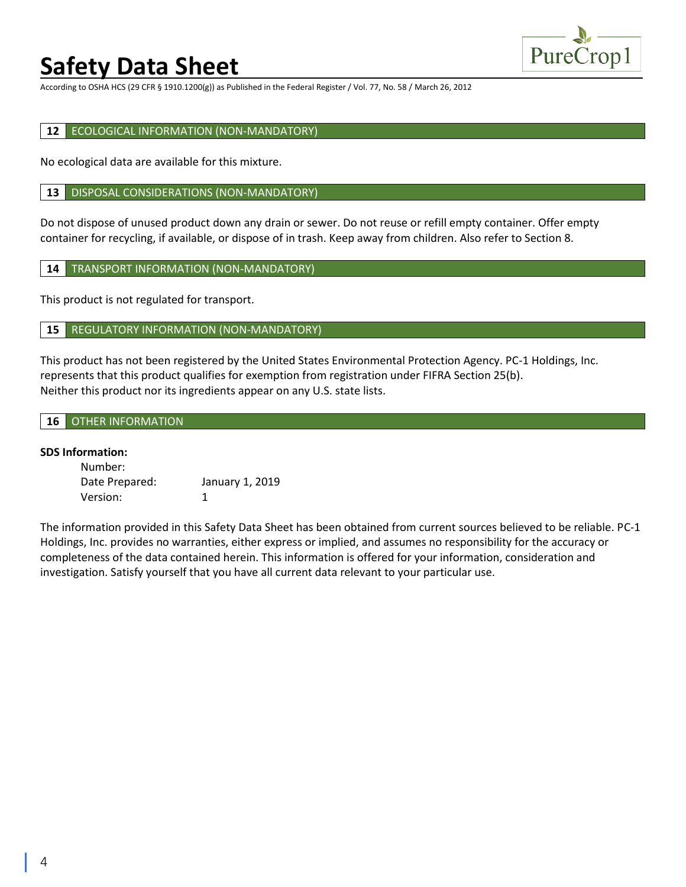# Safety Data Sheet

According to OSHA HCS (29 CFR § 1910.1200(g)) as Published in the Federal Register / Vol. 77, No. 58 / March 26, 2012

## 12 ECOLOGICAL INFORMATION (NON-MANDATORY)

No ecological data are available for this mixture.

## 13 DISPOSAL CONSIDERATIONS (NON-MANDATORY)

Do not dispose of unused product down any drain or sewer. Do not reuse or refill empty container. Offer empty container for recycling, if available, or dispose of in trash. Keep away from children. Also refer to Section 8.

## 14 TRANSPORT INFORMATION (NON-MANDATORY)

This product is not regulated for transport.

## 15 REGULATORY INFORMATION (NON-MANDATORY)

This product has not been registered by the United States Environmental Protection Agency. PC-1 Holdings, Inc. represents that this product qualifies for exemption from registration under FIFRA Section 25(b).
Neither this product nor its ingredients appear on any U.S. state lists.

## 16 OTHER INFORMATION

**SDS Information:**

| | |
|---|---|
| Number: | |
| Date Prepared: | January 1, 2019 |
| Version: | 1 |

The information provided in this Safety Data Sheet has been obtained from current sources believed to be reliable. PC-1 Holdings, Inc. provides no warranties, either express or implied, and assumes no responsibility for the accuracy or completeness of the data contained herein. This information is offered for your information, consideration and investigation. Satisfy yourself that you have all current data relevant to your particular use.